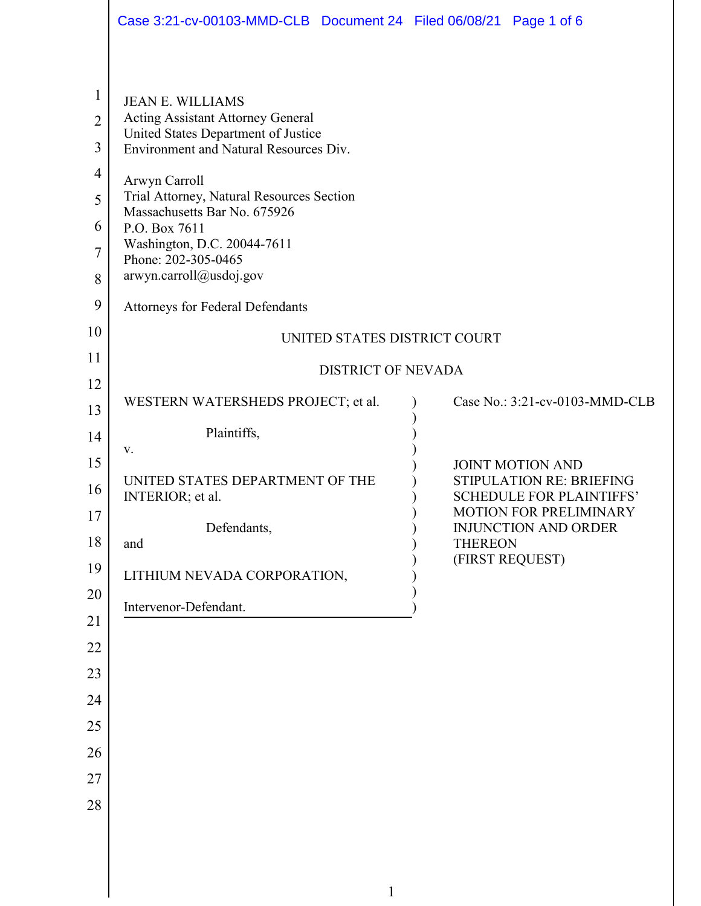JEAN E. WILLIAMS
Acting Assistant Attorney General
United States Department of Justice
Environment and Natural Resources Div.

Arwyn Carroll
Trial Attorney, Natural Resources Section
Massachusetts Bar No. 675926
P.O. Box 7611
Washington, D.C. 20044-7611
Phone: 202-305-0465
arwyn.carroll@usdoj.gov

Attorneys for Federal Defendants

UNITED STATES DISTRICT COURT

DISTRICT OF NEVADA

WESTERN WATERSHEDS PROJECT; et al.

Plaintiffs,

v.

UNITED STATES DEPARTMENT OF THE INTERIOR; et al.

Defendants,

and

LITHIUM NEVADA CORPORATION,

Intervenor-Defendant.

Case No.: 3:21-cv-0103-MMD-CLB

JOINT MOTION AND STIPULATION RE: BRIEFING SCHEDULE FOR PLAINTIFFS' MOTION FOR PRELIMINARY INJUNCTION AND ORDER THEREON (FIRST REQUEST)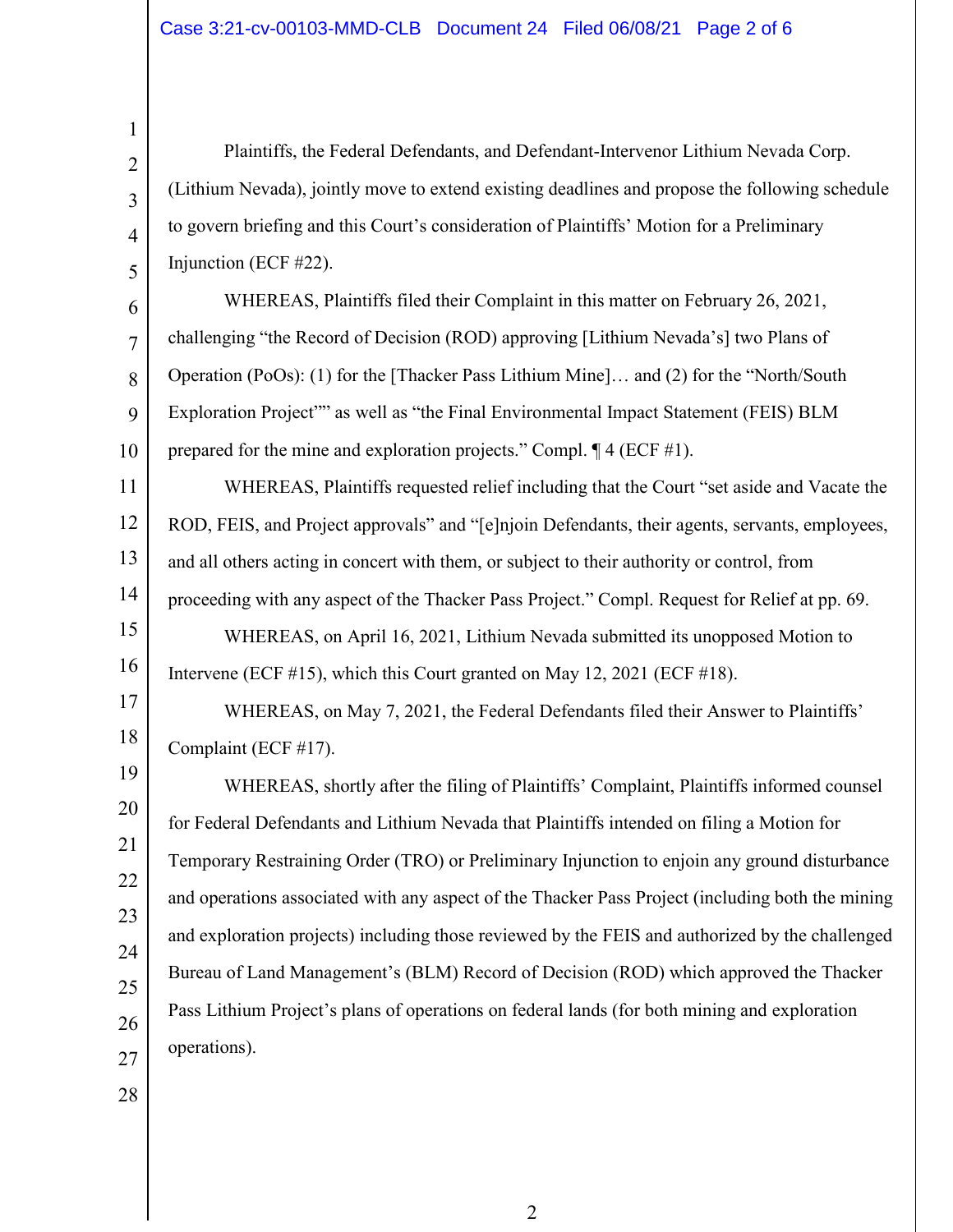Plaintiffs, the Federal Defendants, and Defendant-Intervenor Lithium Nevada Corp. (Lithium Nevada), jointly move to extend existing deadlines and propose the following schedule to govern briefing and this Court's consideration of Plaintiffs' Motion for a Preliminary Injunction (ECF #22).

WHEREAS, Plaintiffs filed their Complaint in this matter on February 26, 2021, challenging "the Record of Decision (ROD) approving [Lithium Nevada's] two Plans of Operation (PoOs): (1) for the [Thacker Pass Lithium Mine]… and (2) for the "North/South Exploration Project"" as well as "the Final Environmental Impact Statement (FEIS) BLM prepared for the mine and exploration projects." Compl. ¶ 4 (ECF #1).

WHEREAS, Plaintiffs requested relief including that the Court "set aside and Vacate the ROD, FEIS, and Project approvals" and "[e]njoin Defendants, their agents, servants, employees, and all others acting in concert with them, or subject to their authority or control, from proceeding with any aspect of the Thacker Pass Project." Compl. Request for Relief at pp. 69.

WHEREAS, on April 16, 2021, Lithium Nevada submitted its unopposed Motion to Intervene (ECF #15), which this Court granted on May 12, 2021 (ECF #18).

WHEREAS, on May 7, 2021, the Federal Defendants filed their Answer to Plaintiffs' Complaint (ECF #17).

WHEREAS, shortly after the filing of Plaintiffs' Complaint, Plaintiffs informed counsel for Federal Defendants and Lithium Nevada that Plaintiffs intended on filing a Motion for Temporary Restraining Order (TRO) or Preliminary Injunction to enjoin any ground disturbance and operations associated with any aspect of the Thacker Pass Project (including both the mining and exploration projects) including those reviewed by the FEIS and authorized by the challenged Bureau of Land Management's (BLM) Record of Decision (ROD) which approved the Thacker Pass Lithium Project's plans of operations on federal lands (for both mining and exploration operations).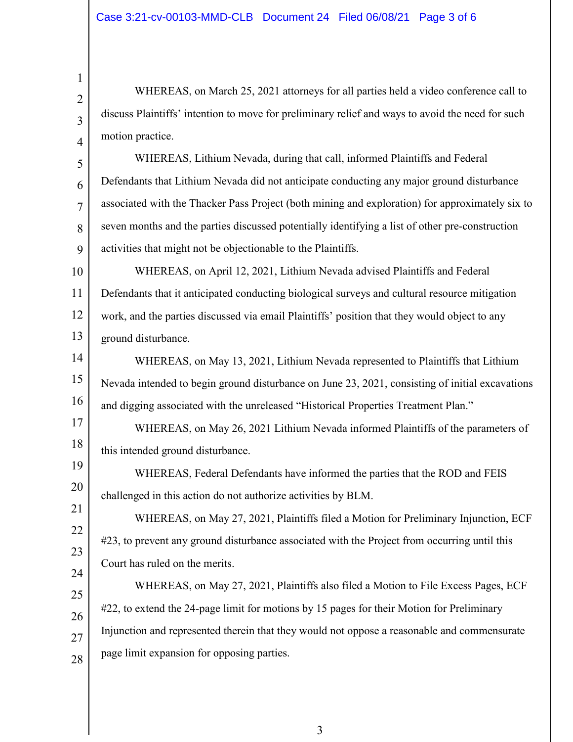WHEREAS, on March 25, 2021 attorneys for all parties held a video conference call to discuss Plaintiffs' intention to move for preliminary relief and ways to avoid the need for such motion practice.

WHEREAS, Lithium Nevada, during that call, informed Plaintiffs and Federal Defendants that Lithium Nevada did not anticipate conducting any major ground disturbance associated with the Thacker Pass Project (both mining and exploration) for approximately six to seven months and the parties discussed potentially identifying a list of other pre-construction activities that might not be objectionable to the Plaintiffs.

WHEREAS, on April 12, 2021, Lithium Nevada advised Plaintiffs and Federal Defendants that it anticipated conducting biological surveys and cultural resource mitigation work, and the parties discussed via email Plaintiffs' position that they would object to any ground disturbance.

WHEREAS, on May 13, 2021, Lithium Nevada represented to Plaintiffs that Lithium Nevada intended to begin ground disturbance on June 23, 2021, consisting of initial excavations and digging associated with the unreleased "Historical Properties Treatment Plan."

WHEREAS, on May 26, 2021 Lithium Nevada informed Plaintiffs of the parameters of this intended ground disturbance.

WHEREAS, Federal Defendants have informed the parties that the ROD and FEIS challenged in this action do not authorize activities by BLM.

WHEREAS, on May 27, 2021, Plaintiffs filed a Motion for Preliminary Injunction, ECF #23, to prevent any ground disturbance associated with the Project from occurring until this Court has ruled on the merits.

WHEREAS, on May 27, 2021, Plaintiffs also filed a Motion to File Excess Pages, ECF #22, to extend the 24-page limit for motions by 15 pages for their Motion for Preliminary Injunction and represented therein that they would not oppose a reasonable and commensurate page limit expansion for opposing parties.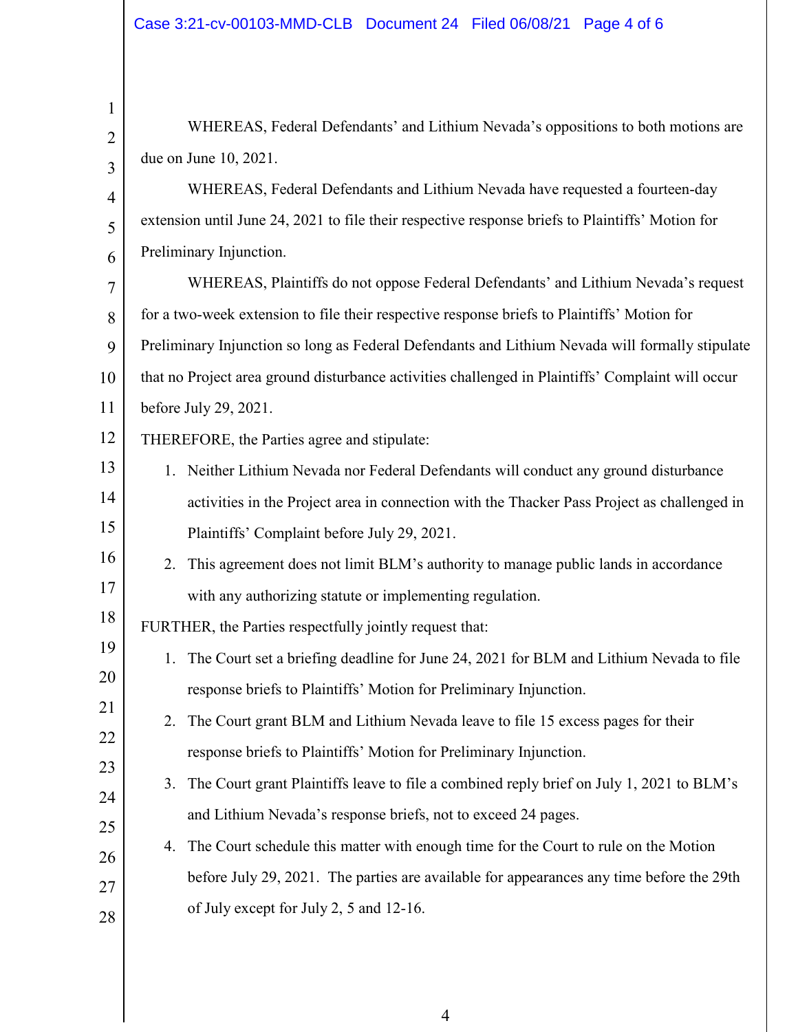WHEREAS, Federal Defendants' and Lithium Nevada's oppositions to both motions are due on June 10, 2021.

WHEREAS, Federal Defendants and Lithium Nevada have requested a fourteen-day extension until June 24, 2021 to file their respective response briefs to Plaintiffs' Motion for Preliminary Injunction.

WHEREAS, Plaintiffs do not oppose Federal Defendants' and Lithium Nevada's request for a two-week extension to file their respective response briefs to Plaintiffs' Motion for Preliminary Injunction so long as Federal Defendants and Lithium Nevada will formally stipulate that no Project area ground disturbance activities challenged in Plaintiffs' Complaint will occur before July 29, 2021.

THEREFORE, the Parties agree and stipulate:

1. Neither Lithium Nevada nor Federal Defendants will conduct any ground disturbance activities in the Project area in connection with the Thacker Pass Project as challenged in Plaintiffs' Complaint before July 29, 2021.
2. This agreement does not limit BLM's authority to manage public lands in accordance with any authorizing statute or implementing regulation.

FURTHER, the Parties respectfully jointly request that:

1. The Court set a briefing deadline for June 24, 2021 for BLM and Lithium Nevada to file response briefs to Plaintiffs' Motion for Preliminary Injunction.
2. The Court grant BLM and Lithium Nevada leave to file 15 excess pages for their response briefs to Plaintiffs' Motion for Preliminary Injunction.
3. The Court grant Plaintiffs leave to file a combined reply brief on July 1, 2021 to BLM's and Lithium Nevada's response briefs, not to exceed 24 pages.
4. The Court schedule this matter with enough time for the Court to rule on the Motion before July 29, 2021. The parties are available for appearances any time before the 29th of July except for July 2, 5 and 12-16.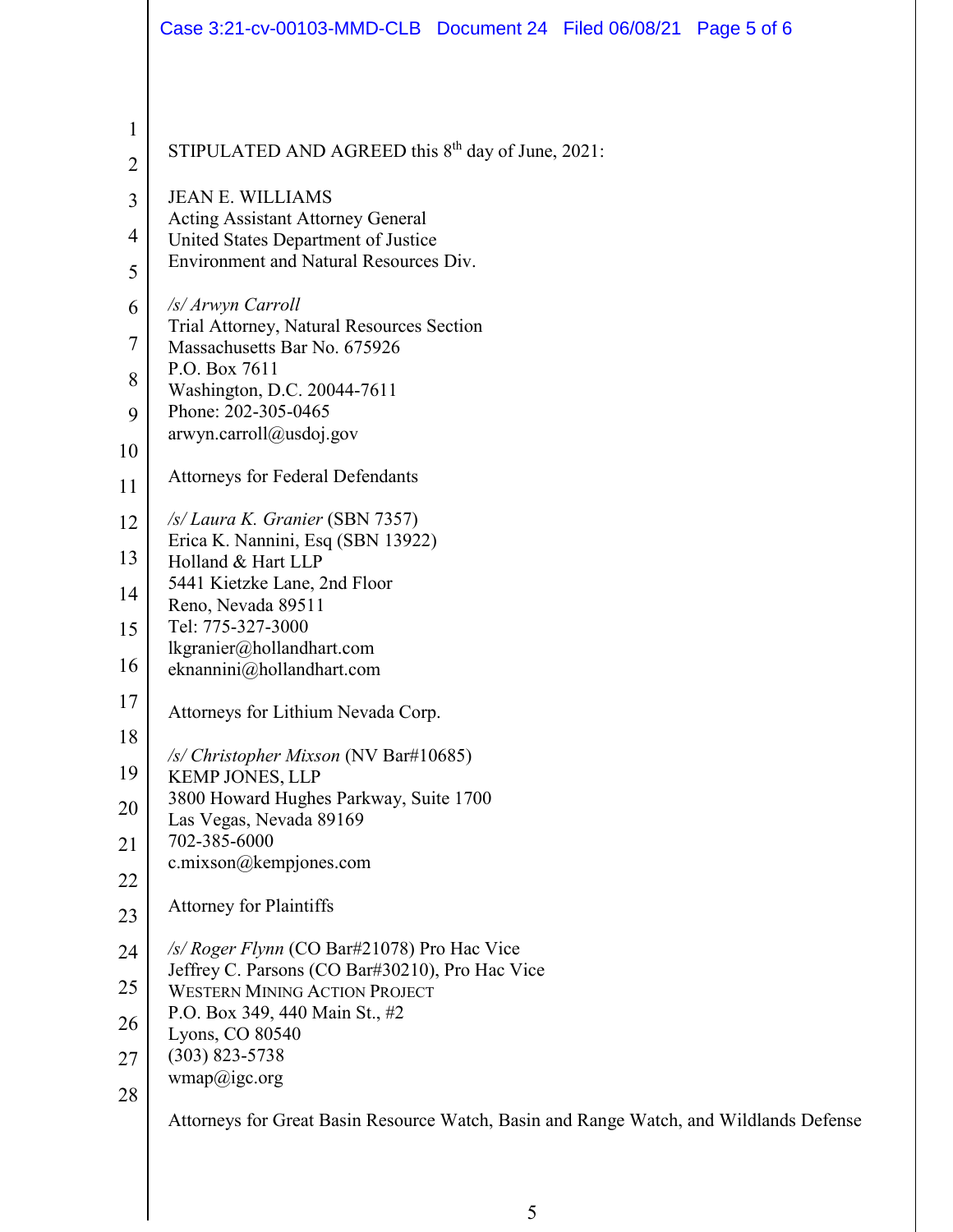STIPULATED AND AGREED this 8th day of June, 2021:

JEAN E. WILLIAMS
Acting Assistant Attorney General
United States Department of Justice
Environment and Natural Resources Div.

*/s/ Arwyn Carroll*
Trial Attorney, Natural Resources Section
Massachusetts Bar No. 675926
P.O. Box 7611
Washington, D.C. 20044-7611
Phone: 202-305-0465
arwyn.carroll@usdoj.gov

Attorneys for Federal Defendants

*/s/ Laura K. Granier* (SBN 7357)
Erica K. Nannini, Esq (SBN 13922)
Holland & Hart LLP
5441 Kietzke Lane, 2nd Floor
Reno, Nevada 89511
Tel: 775-327-3000
lkgranier@hollandhart.com
eknannini@hollandhart.com

Attorneys for Lithium Nevada Corp.

*/s/ Christopher Mixson* (NV Bar#10685)
KEMP JONES, LLP
3800 Howard Hughes Parkway, Suite 1700
Las Vegas, Nevada 89169
702-385-6000
c.mixson@kempjones.com

Attorney for Plaintiffs

*/s/ Roger Flynn* (CO Bar#21078) Pro Hac Vice
Jeffrey C. Parsons (CO Bar#30210), Pro Hac Vice
WESTERN MINING ACTION PROJECT
P.O. Box 349, 440 Main St., #2
Lyons, CO 80540
(303) 823-5738
wmap@igc.org

Attorneys for Great Basin Resource Watch, Basin and Range Watch, and Wildlands Defense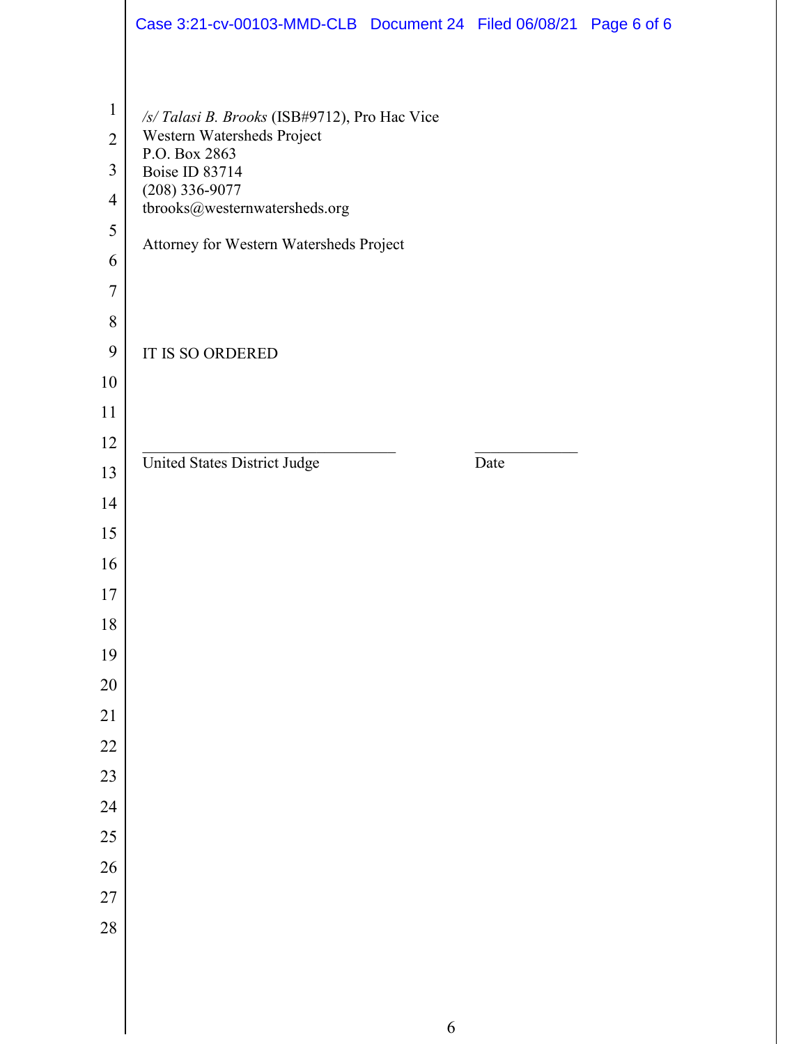*/s/ Talasi B. Brooks* (ISB#9712), Pro Hac Vice
Western Watersheds Project
P.O. Box 2863
Boise ID 83714
(208) 336-9077
tbrooks@westernwatersheds.org

Attorney for Western Watersheds Project

IT IS SO ORDERED

\_\_\_\_\_\_\_\_\_\_\_\_\_\_\_\_\_\_\_\_\_\_\_\_\_\_\_\_\_\_\_\_\_\_\_\_ \_\_\_\_\_\_\_\_\_\_\_\_\_\_
United States District Judge Date